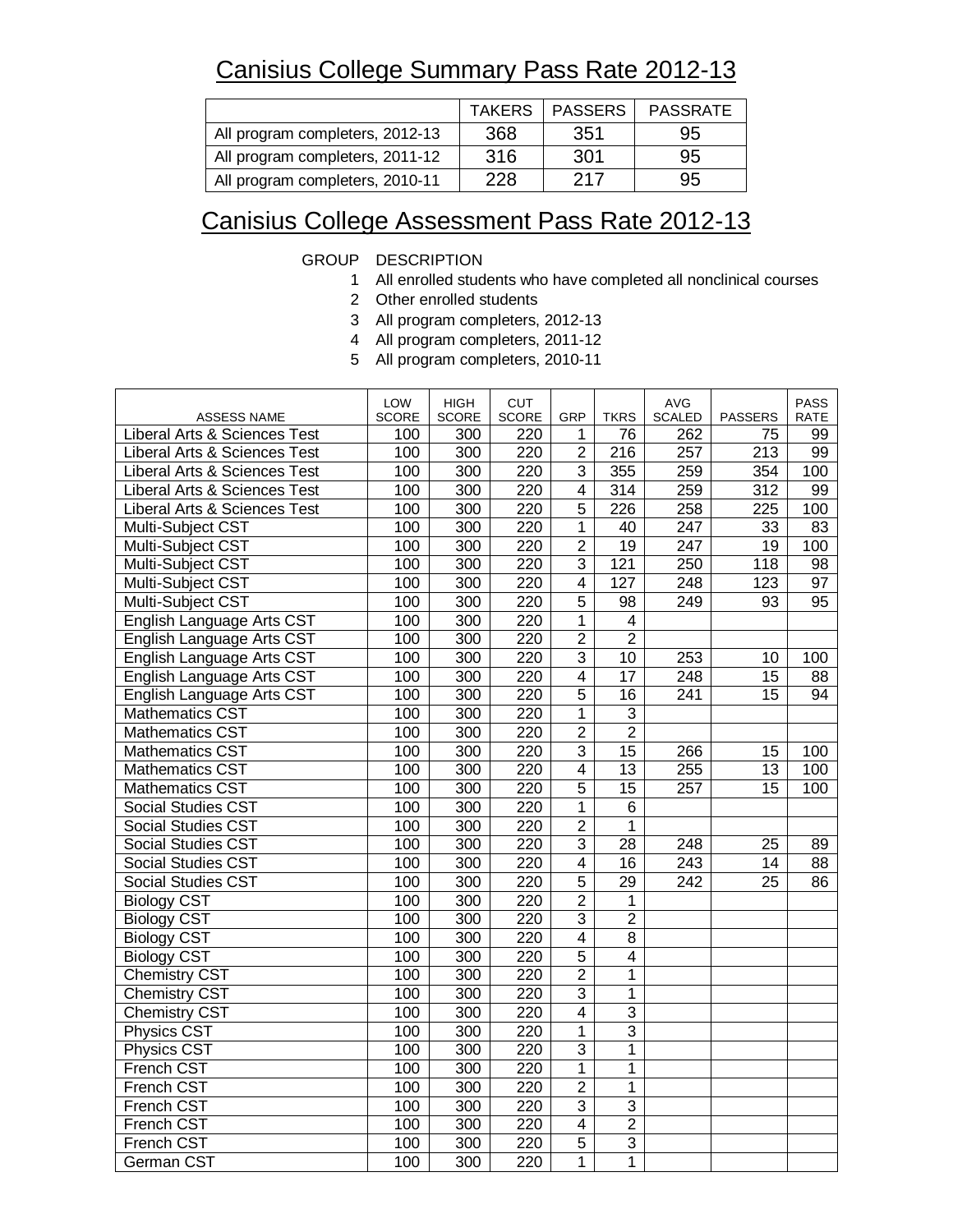# Canisius College Summary Pass Rate 2012-13

| | TAKERS | PASSERS | PASSRATE |
|---|---|---|---|
| All program completers, 2012-13 | 368 | 351 | 95 |
| All program completers, 2011-12 | 316 | 301 | 95 |
| All program completers, 2010-11 | 228 | 217 | 95 |

# Canisius College Assessment Pass Rate 2012-13

| GROUP | DESCRIPTION |
|---|---|
| 1 | All enrolled students who have completed all nonclinical courses |
| 2 | Other enrolled students |
| 3 | All program completers, 2012-13 |
| 4 | All program completers, 2011-12 |
| 5 | All program completers, 2010-11 |

| ASSESS NAME | LOW SCORE | HIGH SCORE | CUT SCORE | GRP | TKRS | AVG SCALED | PASSERS | PASS RATE |
|---|---|---|---|---|---|---|---|---|
| Liberal Arts & Sciences Test | 100 | 300 | 220 | 1 | 76 | 262 | 75 | 99 |
| Liberal Arts & Sciences Test | 100 | 300 | 220 | 2 | 216 | 257 | 213 | 99 |
| Liberal Arts & Sciences Test | 100 | 300 | 220 | 3 | 355 | 259 | 354 | 100 |
| Liberal Arts & Sciences Test | 100 | 300 | 220 | 4 | 314 | 259 | 312 | 99 |
| Liberal Arts & Sciences Test | 100 | 300 | 220 | 5 | 226 | 258 | 225 | 100 |
| Multi-Subject CST | 100 | 300 | 220 | 1 | 40 | 247 | 33 | 83 |
| Multi-Subject CST | 100 | 300 | 220 | 2 | 19 | 247 | 19 | 100 |
| Multi-Subject CST | 100 | 300 | 220 | 3 | 121 | 250 | 118 | 98 |
| Multi-Subject CST | 100 | 300 | 220 | 4 | 127 | 248 | 123 | 97 |
| Multi-Subject CST | 100 | 300 | 220 | 5 | 98 | 249 | 93 | 95 |
| English Language Arts CST | 100 | 300 | 220 | 1 | 4 | | | |
| English Language Arts CST | 100 | 300 | 220 | 2 | 2 | | | |
| English Language Arts CST | 100 | 300 | 220 | 3 | 10 | 253 | 10 | 100 |
| English Language Arts CST | 100 | 300 | 220 | 4 | 17 | 248 | 15 | 88 |
| English Language Arts CST | 100 | 300 | 220 | 5 | 16 | 241 | 15 | 94 |
| Mathematics CST | 100 | 300 | 220 | 1 | 3 | | | |
| Mathematics CST | 100 | 300 | 220 | 2 | 2 | | | |
| Mathematics CST | 100 | 300 | 220 | 3 | 15 | 266 | 15 | 100 |
| Mathematics CST | 100 | 300 | 220 | 4 | 13 | 255 | 13 | 100 |
| Mathematics CST | 100 | 300 | 220 | 5 | 15 | 257 | 15 | 100 |
| Social Studies CST | 100 | 300 | 220 | 1 | 6 | | | |
| Social Studies CST | 100 | 300 | 220 | 2 | 1 | | | |
| Social Studies CST | 100 | 300 | 220 | 3 | 28 | 248 | 25 | 89 |
| Social Studies CST | 100 | 300 | 220 | 4 | 16 | 243 | 14 | 88 |
| Social Studies CST | 100 | 300 | 220 | 5 | 29 | 242 | 25 | 86 |
| Biology CST | 100 | 300 | 220 | 2 | 1 | | | |
| Biology CST | 100 | 300 | 220 | 3 | 2 | | | |
| Biology CST | 100 | 300 | 220 | 4 | 8 | | | |
| Biology CST | 100 | 300 | 220 | 5 | 4 | | | |
| Chemistry CST | 100 | 300 | 220 | 2 | 1 | | | |
| Chemistry CST | 100 | 300 | 220 | 3 | 1 | | | |
| Chemistry CST | 100 | 300 | 220 | 4 | 3 | | | |
| Physics CST | 100 | 300 | 220 | 1 | 3 | | | |
| Physics CST | 100 | 300 | 220 | 3 | 1 | | | |
| French CST | 100 | 300 | 220 | 1 | 1 | | | |
| French CST | 100 | 300 | 220 | 2 | 1 | | | |
| French CST | 100 | 300 | 220 | 3 | 3 | | | |
| French CST | 100 | 300 | 220 | 4 | 2 | | | |
| French CST | 100 | 300 | 220 | 5 | 3 | | | |
| German CST | 100 | 300 | 220 | 1 | 1 | | | |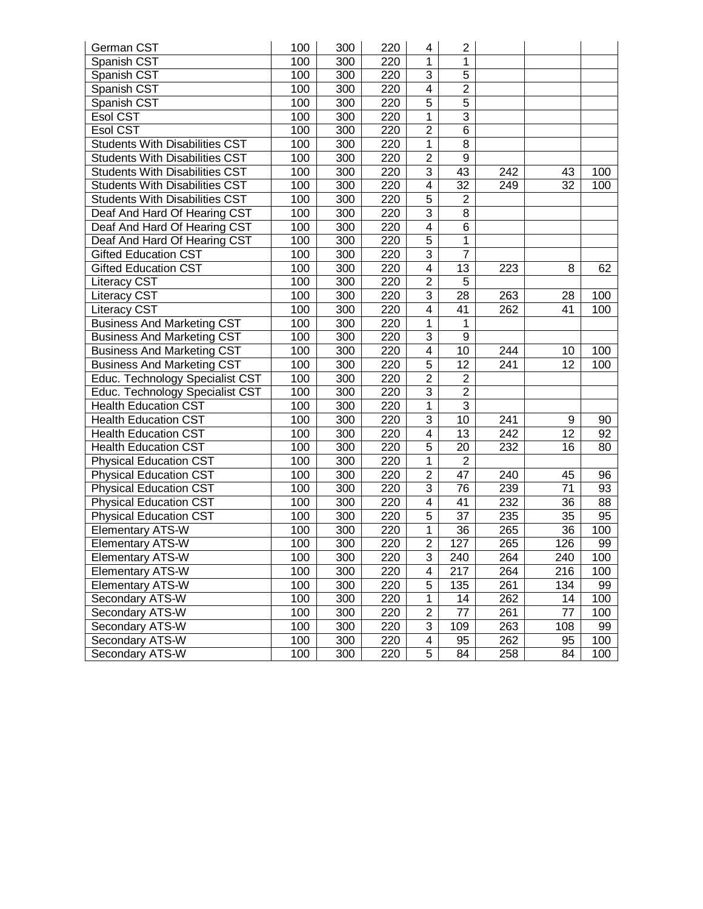| | | | | | | | | |
|---|---|---|---|---|---|---|---|---|
| German CST | 100 | 300 | 220 | 4 | 2 | | | |
| Spanish CST | 100 | 300 | 220 | 1 | 1 | | | |
| Spanish CST | 100 | 300 | 220 | 3 | 5 | | | |
| Spanish CST | 100 | 300 | 220 | 4 | 2 | | | |
| Spanish CST | 100 | 300 | 220 | 5 | 5 | | | |
| Esol CST | 100 | 300 | 220 | 1 | 3 | | | |
| Esol CST | 100 | 300 | 220 | 2 | 6 | | | |
| Students With Disabilities CST | 100 | 300 | 220 | 1 | 8 | | | |
| Students With Disabilities CST | 100 | 300 | 220 | 2 | 9 | | | |
| Students With Disabilities CST | 100 | 300 | 220 | 3 | 43 | 242 | 43 | 100 |
| Students With Disabilities CST | 100 | 300 | 220 | 4 | 32 | 249 | 32 | 100 |
| Students With Disabilities CST | 100 | 300 | 220 | 5 | 2 | | | |
| Deaf And Hard Of Hearing CST | 100 | 300 | 220 | 3 | 8 | | | |
| Deaf And Hard Of Hearing CST | 100 | 300 | 220 | 4 | 6 | | | |
| Deaf And Hard Of Hearing CST | 100 | 300 | 220 | 5 | 1 | | | |
| Gifted Education CST | 100 | 300 | 220 | 3 | 7 | | | |
| Gifted Education CST | 100 | 300 | 220 | 4 | 13 | 223 | 8 | 62 |
| Literacy CST | 100 | 300 | 220 | 2 | 5 | | | |
| Literacy CST | 100 | 300 | 220 | 3 | 28 | 263 | 28 | 100 |
| Literacy CST | 100 | 300 | 220 | 4 | 41 | 262 | 41 | 100 |
| Business And Marketing CST | 100 | 300 | 220 | 1 | 1 | | | |
| Business And Marketing CST | 100 | 300 | 220 | 3 | 9 | | | |
| Business And Marketing CST | 100 | 300 | 220 | 4 | 10 | 244 | 10 | 100 |
| Business And Marketing CST | 100 | 300 | 220 | 5 | 12 | 241 | 12 | 100 |
| Educ. Technology Specialist CST | 100 | 300 | 220 | 2 | 2 | | | |
| Educ. Technology Specialist CST | 100 | 300 | 220 | 3 | 2 | | | |
| Health Education CST | 100 | 300 | 220 | 1 | 3 | | | |
| Health Education CST | 100 | 300 | 220 | 3 | 10 | 241 | 9 | 90 |
| Health Education CST | 100 | 300 | 220 | 4 | 13 | 242 | 12 | 92 |
| Health Education CST | 100 | 300 | 220 | 5 | 20 | 232 | 16 | 80 |
| Physical Education CST | 100 | 300 | 220 | 1 | 2 | | | |
| Physical Education CST | 100 | 300 | 220 | 2 | 47 | 240 | 45 | 96 |
| Physical Education CST | 100 | 300 | 220 | 3 | 76 | 239 | 71 | 93 |
| Physical Education CST | 100 | 300 | 220 | 4 | 41 | 232 | 36 | 88 |
| Physical Education CST | 100 | 300 | 220 | 5 | 37 | 235 | 35 | 95 |
| Elementary ATS-W | 100 | 300 | 220 | 1 | 36 | 265 | 36 | 100 |
| Elementary ATS-W | 100 | 300 | 220 | 2 | 127 | 265 | 126 | 99 |
| Elementary ATS-W | 100 | 300 | 220 | 3 | 240 | 264 | 240 | 100 |
| Elementary ATS-W | 100 | 300 | 220 | 4 | 217 | 264 | 216 | 100 |
| Elementary ATS-W | 100 | 300 | 220 | 5 | 135 | 261 | 134 | 99 |
| Secondary ATS-W | 100 | 300 | 220 | 1 | 14 | 262 | 14 | 100 |
| Secondary ATS-W | 100 | 300 | 220 | 2 | 77 | 261 | 77 | 100 |
| Secondary ATS-W | 100 | 300 | 220 | 3 | 109 | 263 | 108 | 99 |
| Secondary ATS-W | 100 | 300 | 220 | 4 | 95 | 262 | 95 | 100 |
| Secondary ATS-W | 100 | 300 | 220 | 5 | 84 | 258 | 84 | 100 |